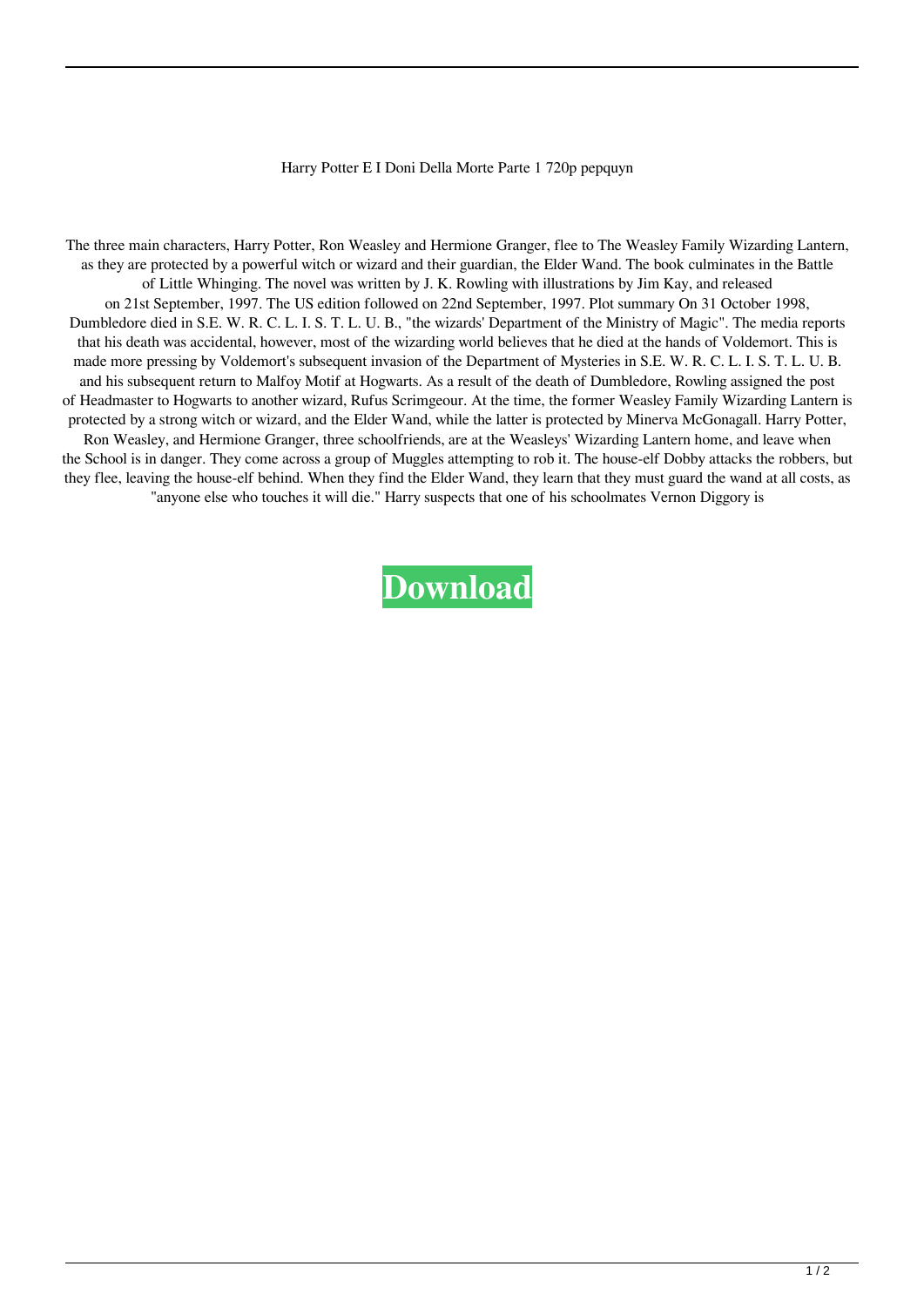Harry Potter E I Doni Della Morte Parte 1 720p pepquyn

The three main characters, Harry Potter, Ron Weasley and Hermione Granger, flee to The Weasley Family Wizarding Lantern, as they are protected by a powerful witch or wizard and their guardian, the Elder Wand. The book culminates in the Battle of Little Whinging. The novel was written by J. K. Rowling with illustrations by Jim Kay, and released on 21st September, 1997. The US edition followed on 22nd September, 1997. Plot summary On 31 October 1998, Dumbledore died in S.E. W. R. C. L. I. S. T. L. U. B., "the wizards' Department of the Ministry of Magic". The media reports that his death was accidental, however, most of the wizarding world believes that he died at the hands of Voldemort. This is made more pressing by Voldemort's subsequent invasion of the Department of Mysteries in S.E. W. R. C. L. I. S. T. L. U. B. and his subsequent return to Malfoy Motif at Hogwarts. As a result of the death of Dumbledore, Rowling assigned the post of Headmaster to Hogwarts to another wizard, Rufus Scrimgeour. At the time, the former Weasley Family Wizarding Lantern is protected by a strong witch or wizard, and the Elder Wand, while the latter is protected by Minerva McGonagall. Harry Potter, Ron Weasley, and Hermione Granger, three schoolfriends, are at the Weasleys' Wizarding Lantern home, and leave when the School is in danger. They come across a group of Muggles attempting to rob it. The house-elf Dobby attacks the robbers, but they flee, leaving the house-elf behind. When they find the Elder Wand, they learn that they must guard the wand at all costs, as "anyone else who touches it will die." Harry suspects that one of his schoolmates Vernon Diggory is

**Download**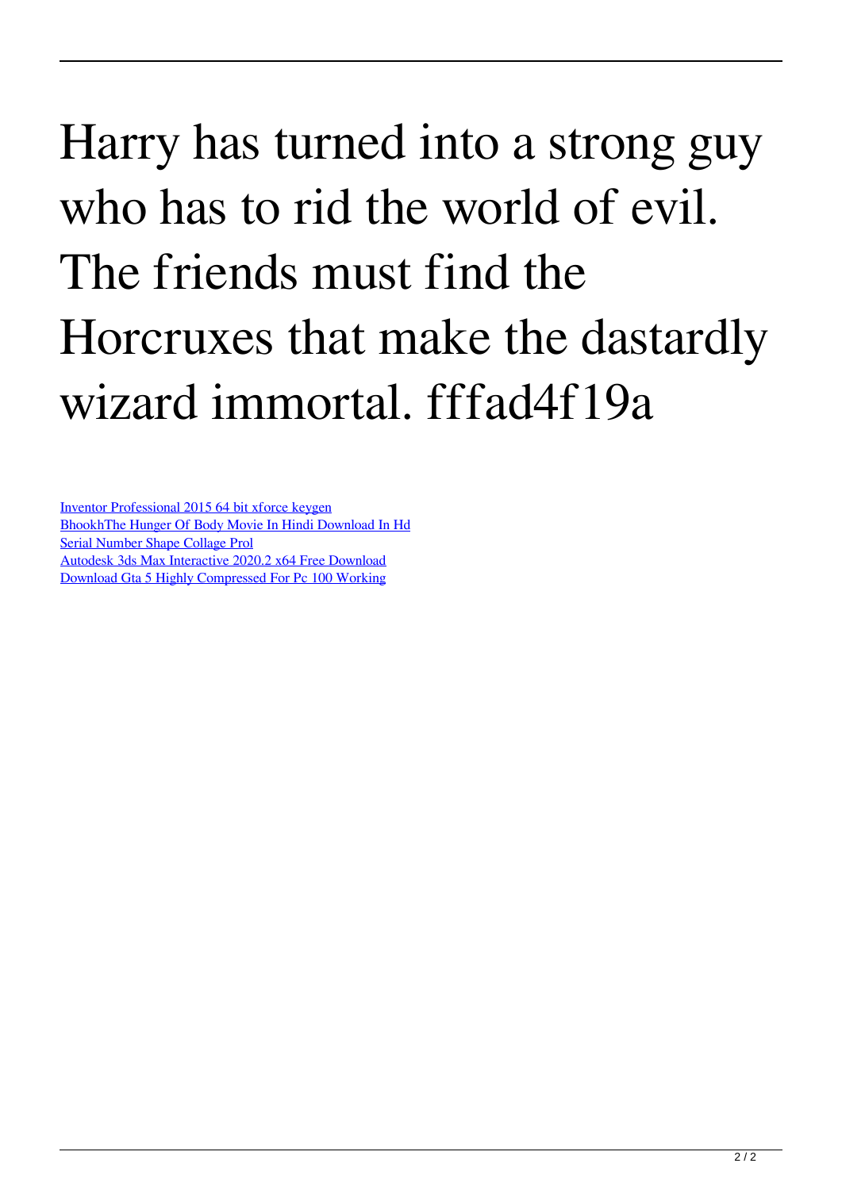Harry has turned into a strong guy who has to rid the world of evil. The friends must find the Horcruxes that make the dastardly wizard immortal. fffad4f19a

Inventor Professional 2015 64 bit xforce keygen
BhookhThe Hunger Of Body Movie In Hindi Download In Hd
Serial Number Shape Collage Prol
Autodesk 3ds Max Interactive 2020.2 x64 Free Download
Download Gta 5 Highly Compressed For Pc 100 Working